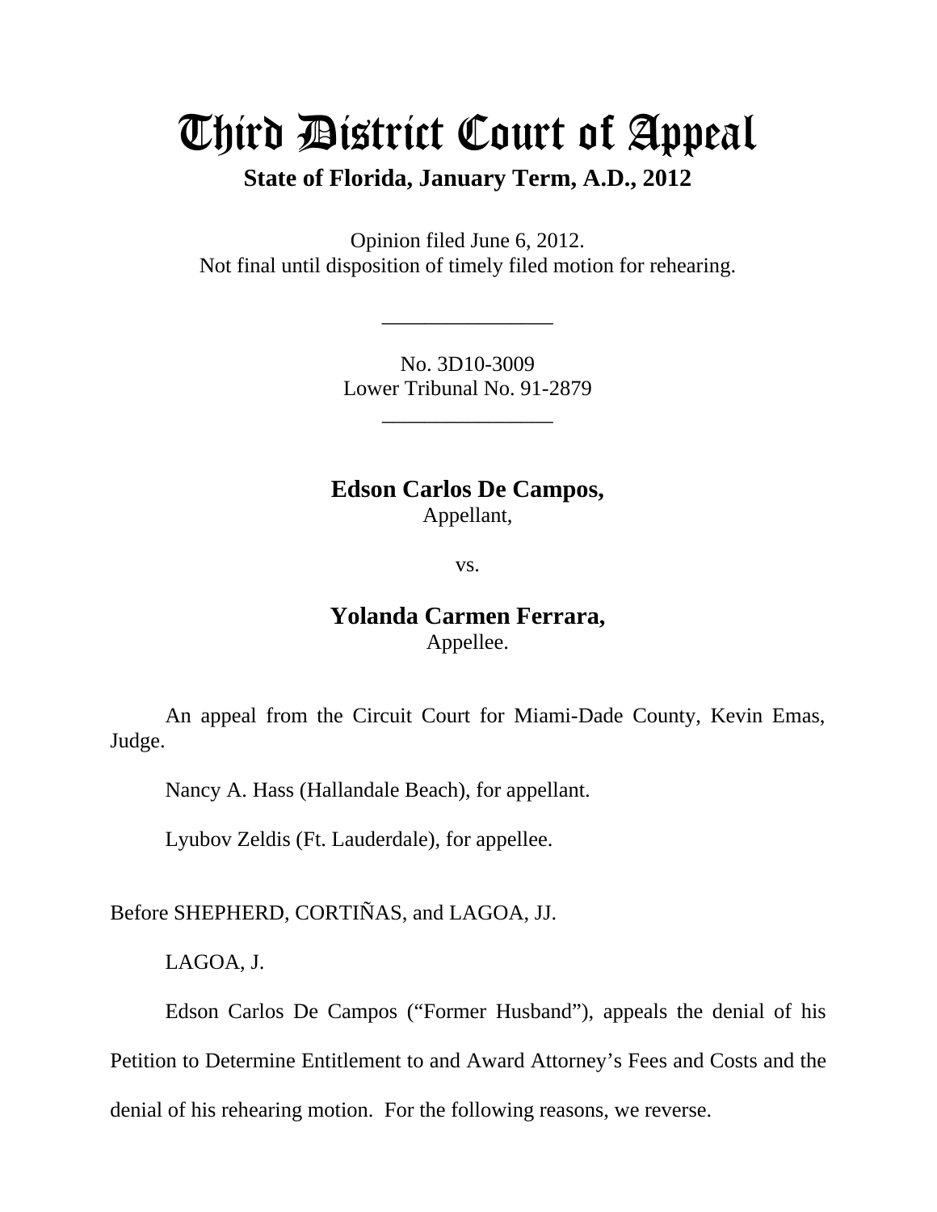# Third District Court of Appeal

**State of Florida, January Term, A.D., 2012**

Opinion filed June 6, 2012.
Not final until disposition of timely filed motion for rehearing.

________________

No. 3D10-3009
Lower Tribunal No. 91-2879

________________

**Edson Carlos De Campos,**
Appellant,

vs.

**Yolanda Carmen Ferrara,**
Appellee.

An appeal from the Circuit Court for Miami-Dade County, Kevin Emas, Judge.

Nancy A. Hass (Hallandale Beach), for appellant.

Lyubov Zeldis (Ft. Lauderdale), for appellee.

Before SHEPHERD, CORTIÑAS, and LAGOA, JJ.

LAGOA, J.

Edson Carlos De Campos ("Former Husband"), appeals the denial of his Petition to Determine Entitlement to and Award Attorney's Fees and Costs and the denial of his rehearing motion. For the following reasons, we reverse.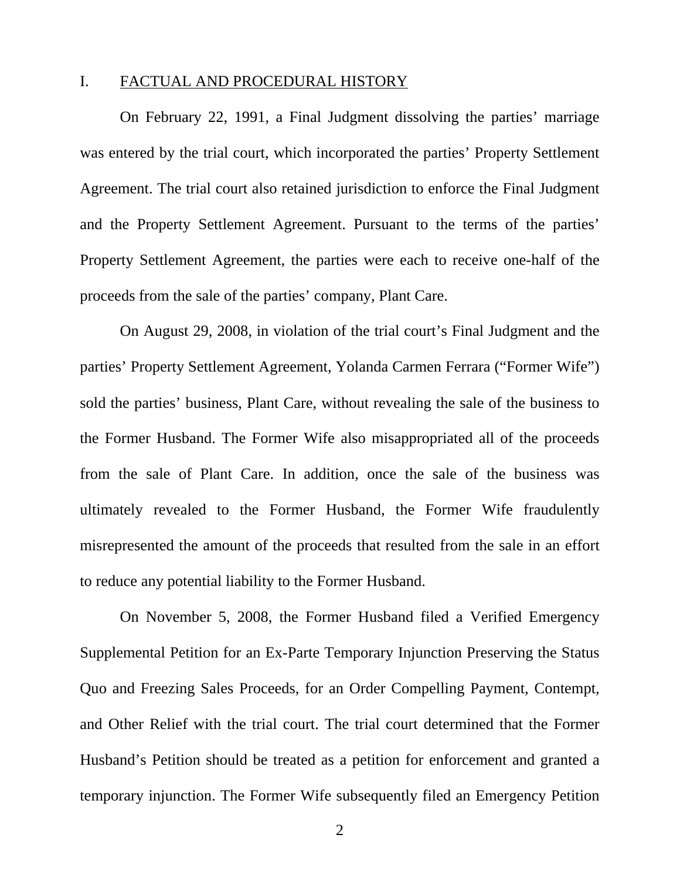## I. FACTUAL AND PROCEDURAL HISTORY

On February 22, 1991, a Final Judgment dissolving the parties' marriage was entered by the trial court, which incorporated the parties' Property Settlement Agreement. The trial court also retained jurisdiction to enforce the Final Judgment and the Property Settlement Agreement. Pursuant to the terms of the parties' Property Settlement Agreement, the parties were each to receive one-half of the proceeds from the sale of the parties' company, Plant Care.

On August 29, 2008, in violation of the trial court's Final Judgment and the parties' Property Settlement Agreement, Yolanda Carmen Ferrara ("Former Wife") sold the parties' business, Plant Care, without revealing the sale of the business to the Former Husband. The Former Wife also misappropriated all of the proceeds from the sale of Plant Care. In addition, once the sale of the business was ultimately revealed to the Former Husband, the Former Wife fraudulently misrepresented the amount of the proceeds that resulted from the sale in an effort to reduce any potential liability to the Former Husband.

On November 5, 2008, the Former Husband filed a Verified Emergency Supplemental Petition for an Ex-Parte Temporary Injunction Preserving the Status Quo and Freezing Sales Proceeds, for an Order Compelling Payment, Contempt, and Other Relief with the trial court. The trial court determined that the Former Husband's Petition should be treated as a petition for enforcement and granted a temporary injunction. The Former Wife subsequently filed an Emergency Petition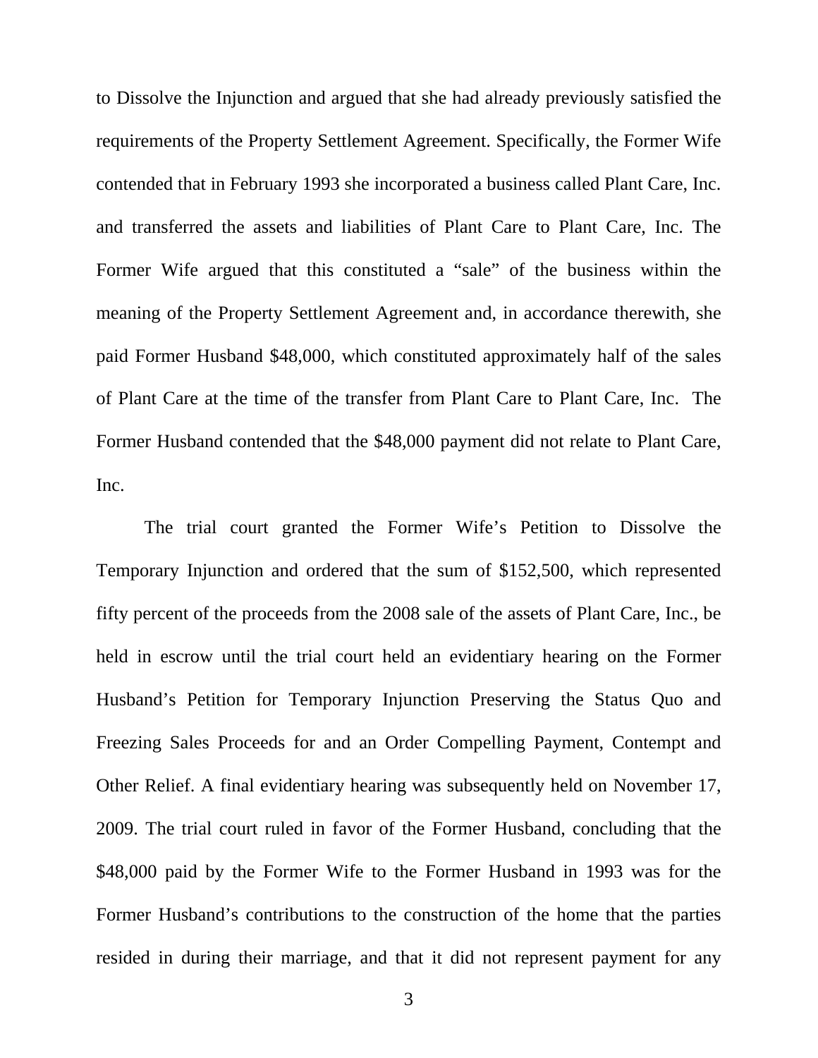to Dissolve the Injunction and argued that she had already previously satisfied the requirements of the Property Settlement Agreement. Specifically, the Former Wife contended that in February 1993 she incorporated a business called Plant Care, Inc. and transferred the assets and liabilities of Plant Care to Plant Care, Inc. The Former Wife argued that this constituted a "sale" of the business within the meaning of the Property Settlement Agreement and, in accordance therewith, she paid Former Husband $48,000, which constituted approximately half of the sales of Plant Care at the time of the transfer from Plant Care to Plant Care, Inc. The Former Husband contended that the $48,000 payment did not relate to Plant Care, Inc.

The trial court granted the Former Wife's Petition to Dissolve the Temporary Injunction and ordered that the sum of $152,500, which represented fifty percent of the proceeds from the 2008 sale of the assets of Plant Care, Inc., be held in escrow until the trial court held an evidentiary hearing on the Former Husband's Petition for Temporary Injunction Preserving the Status Quo and Freezing Sales Proceeds for and an Order Compelling Payment, Contempt and Other Relief. A final evidentiary hearing was subsequently held on November 17, 2009. The trial court ruled in favor of the Former Husband, concluding that the $48,000 paid by the Former Wife to the Former Husband in 1993 was for the Former Husband's contributions to the construction of the home that the parties resided in during their marriage, and that it did not represent payment for any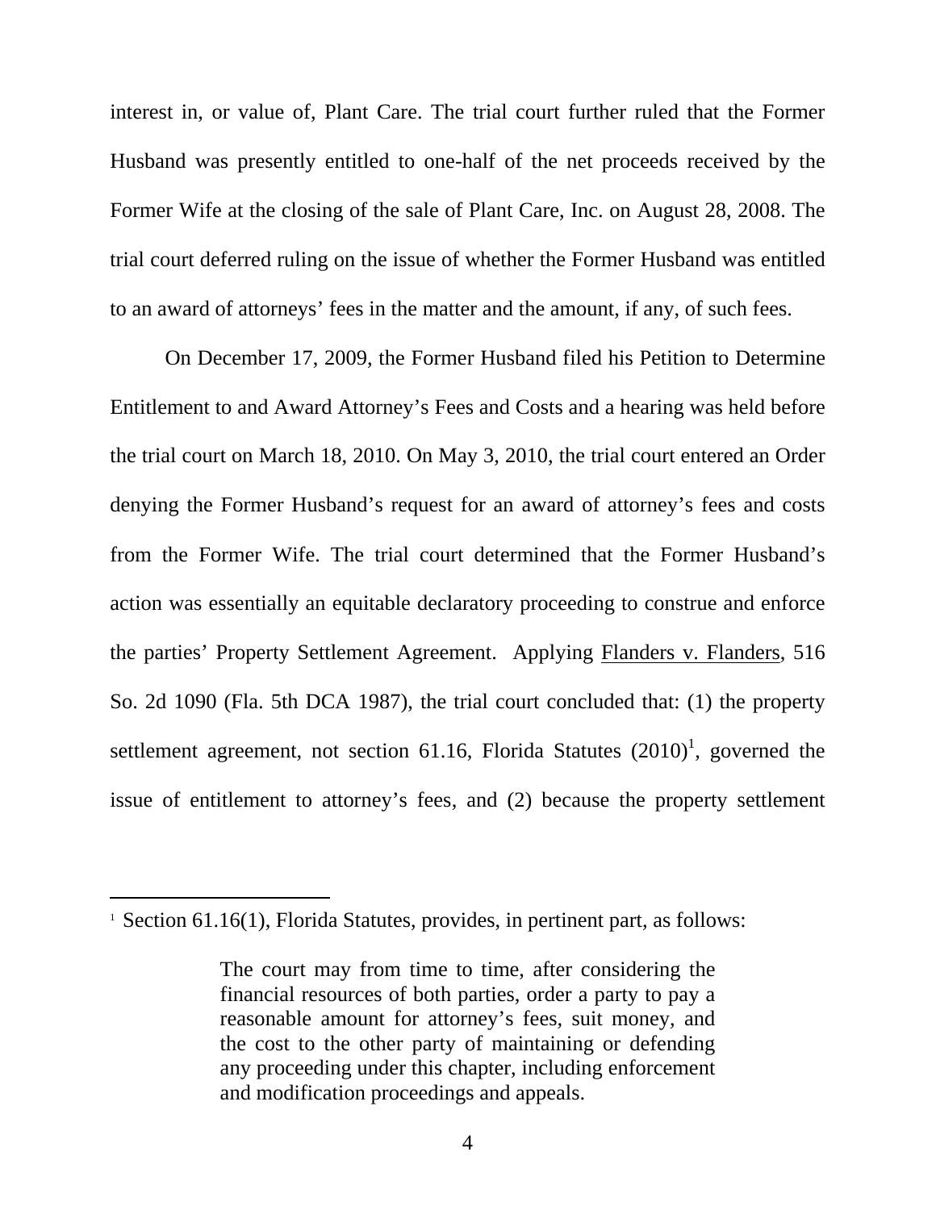interest in, or value of, Plant Care. The trial court further ruled that the Former Husband was presently entitled to one-half of the net proceeds received by the Former Wife at the closing of the sale of Plant Care, Inc. on August 28, 2008. The trial court deferred ruling on the issue of whether the Former Husband was entitled to an award of attorneys' fees in the matter and the amount, if any, of such fees.

On December 17, 2009, the Former Husband filed his Petition to Determine Entitlement to and Award Attorney's Fees and Costs and a hearing was held before the trial court on March 18, 2010. On May 3, 2010, the trial court entered an Order denying the Former Husband's request for an award of attorney's fees and costs from the Former Wife. The trial court determined that the Former Husband's action was essentially an equitable declaratory proceeding to construe and enforce the parties' Property Settlement Agreement. Applying Flanders v. Flanders, 516 So. 2d 1090 (Fla. 5th DCA 1987), the trial court concluded that: (1) the property settlement agreement, not section 61.16, Florida Statutes (2010)[1], governed the issue of entitlement to attorney's fees, and (2) because the property settlement

---

[1] Section 61.16(1), Florida Statutes, provides, in pertinent part, as follows:

> The court may from time to time, after considering the financial resources of both parties, order a party to pay a reasonable amount for attorney's fees, suit money, and the cost to the other party of maintaining or defending any proceeding under this chapter, including enforcement and modification proceedings and appeals.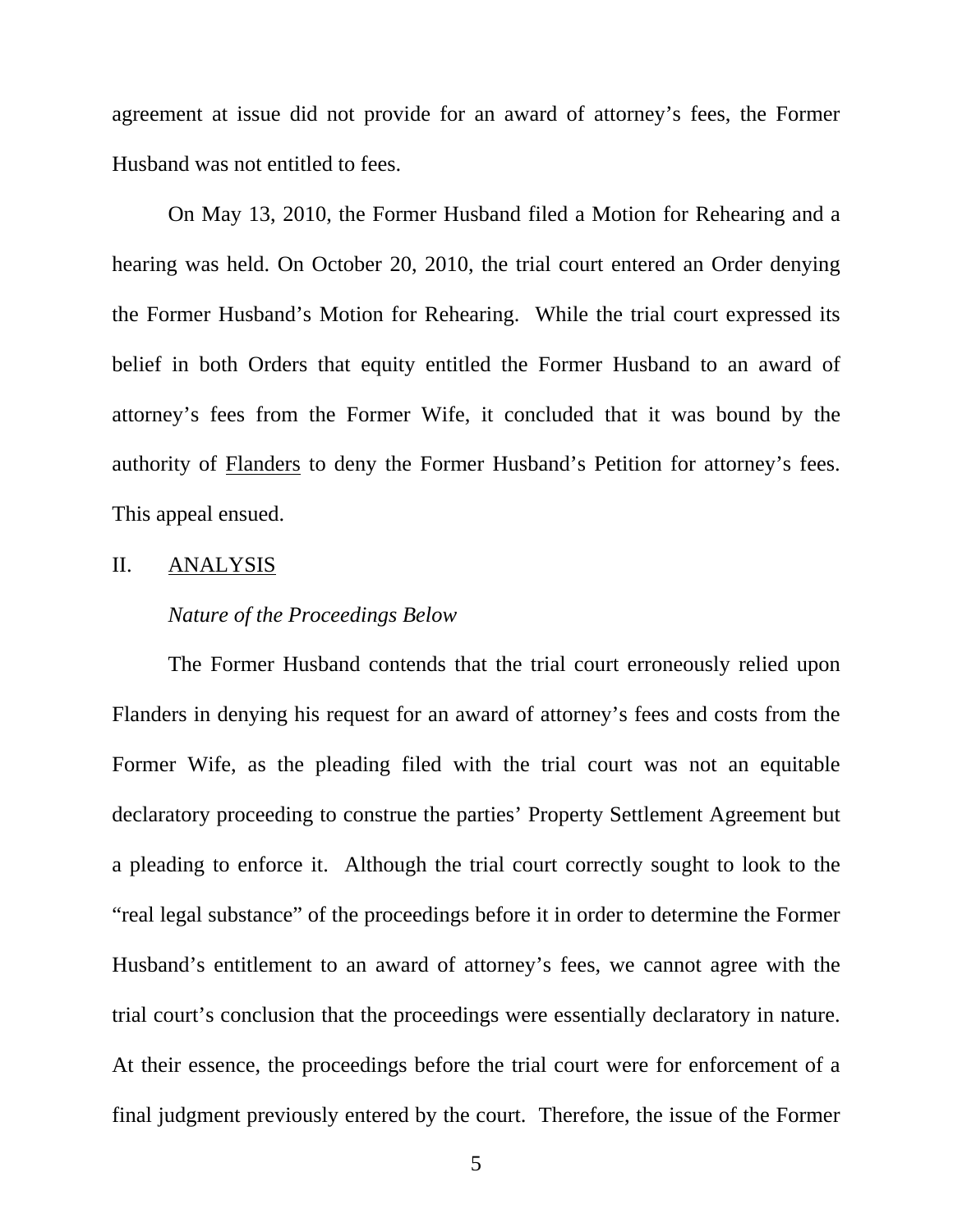agreement at issue did not provide for an award of attorney's fees, the Former Husband was not entitled to fees.

On May 13, 2010, the Former Husband filed a Motion for Rehearing and a hearing was held. On October 20, 2010, the trial court entered an Order denying the Former Husband's Motion for Rehearing. While the trial court expressed its belief in both Orders that equity entitled the Former Husband to an award of attorney's fees from the Former Wife, it concluded that it was bound by the authority of Flanders to deny the Former Husband's Petition for attorney's fees. This appeal ensued.

## II. ANALYSIS

### *Nature of the Proceedings Below*

The Former Husband contends that the trial court erroneously relied upon Flanders in denying his request for an award of attorney's fees and costs from the Former Wife, as the pleading filed with the trial court was not an equitable declaratory proceeding to construe the parties' Property Settlement Agreement but a pleading to enforce it. Although the trial court correctly sought to look to the "real legal substance" of the proceedings before it in order to determine the Former Husband's entitlement to an award of attorney's fees, we cannot agree with the trial court's conclusion that the proceedings were essentially declaratory in nature. At their essence, the proceedings before the trial court were for enforcement of a final judgment previously entered by the court. Therefore, the issue of the Former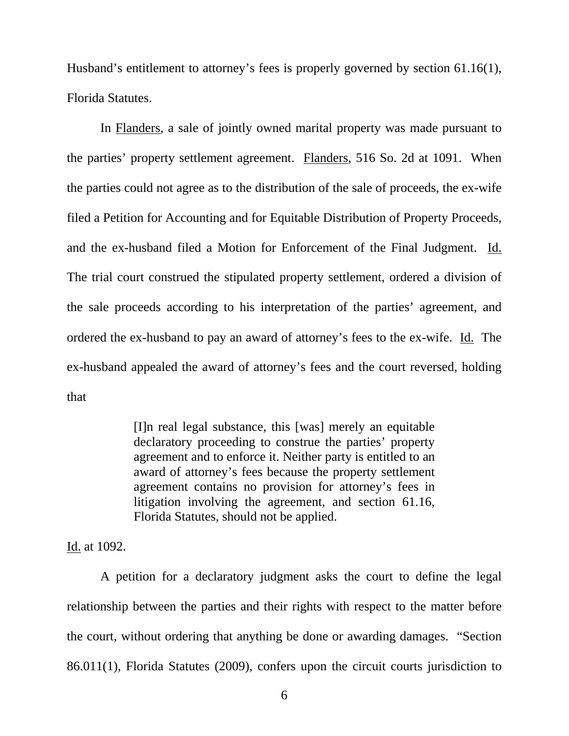Husband's entitlement to attorney's fees is properly governed by section 61.16(1), Florida Statutes.

In Flanders, a sale of jointly owned marital property was made pursuant to the parties' property settlement agreement. Flanders, 516 So. 2d at 1091. When the parties could not agree as to the distribution of the sale of proceeds, the ex-wife filed a Petition for Accounting and for Equitable Distribution of Property Proceeds, and the ex-husband filed a Motion for Enforcement of the Final Judgment. Id. The trial court construed the stipulated property settlement, ordered a division of the sale proceeds according to his interpretation of the parties' agreement, and ordered the ex-husband to pay an award of attorney's fees to the ex-wife. Id. The ex-husband appealed the award of attorney's fees and the court reversed, holding that

> [I]n real legal substance, this [was] merely an equitable declaratory proceeding to construe the parties' property agreement and to enforce it. Neither party is entitled to an award of attorney's fees because the property settlement agreement contains no provision for attorney's fees in litigation involving the agreement, and section 61.16, Florida Statutes, should not be applied.

Id. at 1092.

A petition for a declaratory judgment asks the court to define the legal relationship between the parties and their rights with respect to the matter before the court, without ordering that anything be done or awarding damages. "Section 86.011(1), Florida Statutes (2009), confers upon the circuit courts jurisdiction to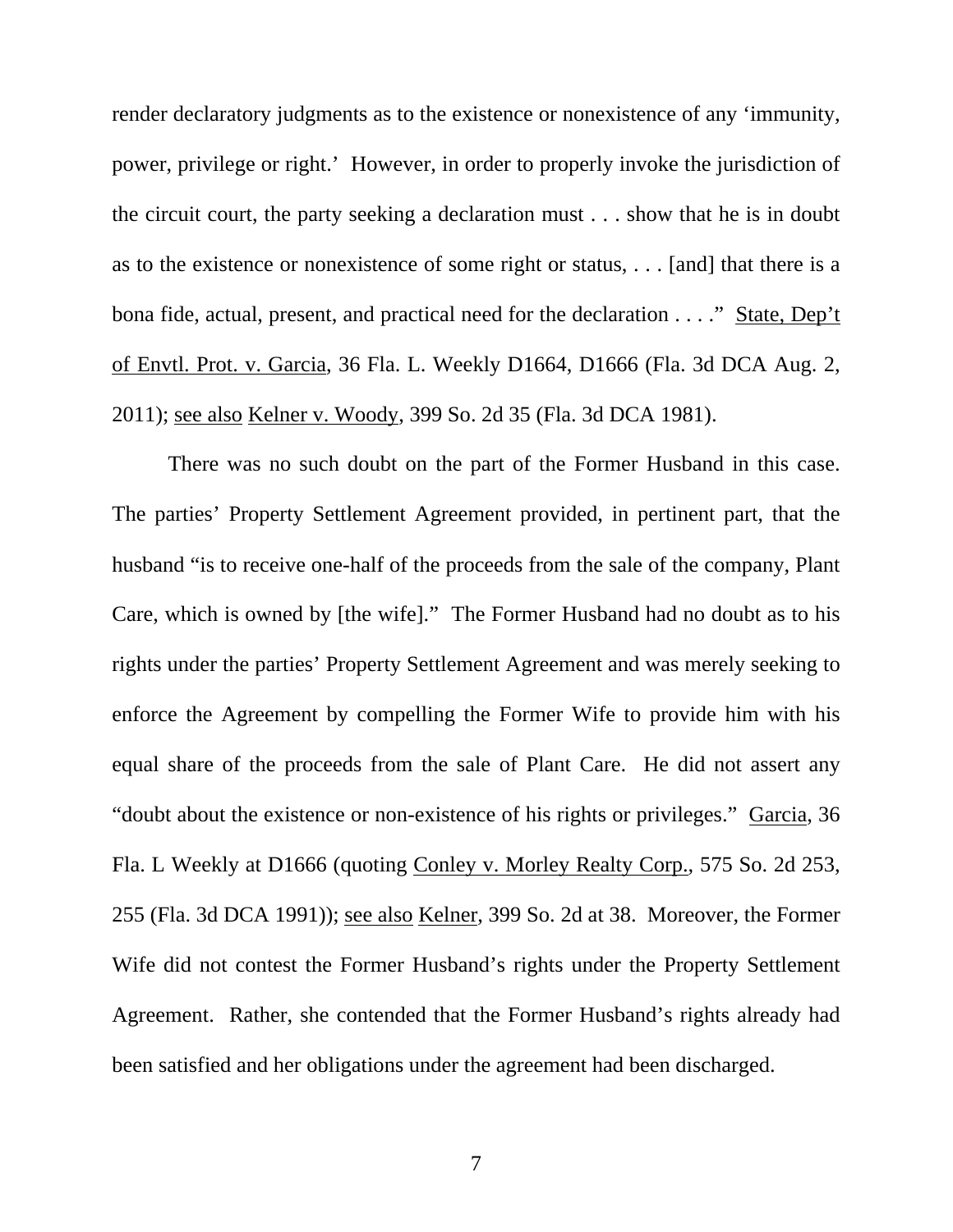render declaratory judgments as to the existence or nonexistence of any 'immunity, power, privilege or right.' However, in order to properly invoke the jurisdiction of the circuit court, the party seeking a declaration must . . . show that he is in doubt as to the existence or nonexistence of some right or status, . . . [and] that there is a bona fide, actual, present, and practical need for the declaration . . . ." State, Dep't of Envtl. Prot. v. Garcia, 36 Fla. L. Weekly D1664, D1666 (Fla. 3d DCA Aug. 2, 2011); see also Kelner v. Woody, 399 So. 2d 35 (Fla. 3d DCA 1981).

There was no such doubt on the part of the Former Husband in this case. The parties' Property Settlement Agreement provided, in pertinent part, that the husband "is to receive one-half of the proceeds from the sale of the company, Plant Care, which is owned by [the wife]." The Former Husband had no doubt as to his rights under the parties' Property Settlement Agreement and was merely seeking to enforce the Agreement by compelling the Former Wife to provide him with his equal share of the proceeds from the sale of Plant Care. He did not assert any "doubt about the existence or non-existence of his rights or privileges." Garcia, 36 Fla. L Weekly at D1666 (quoting Conley v. Morley Realty Corp., 575 So. 2d 253, 255 (Fla. 3d DCA 1991)); see also Kelner, 399 So. 2d at 38. Moreover, the Former Wife did not contest the Former Husband's rights under the Property Settlement Agreement. Rather, she contended that the Former Husband's rights already had been satisfied and her obligations under the agreement had been discharged.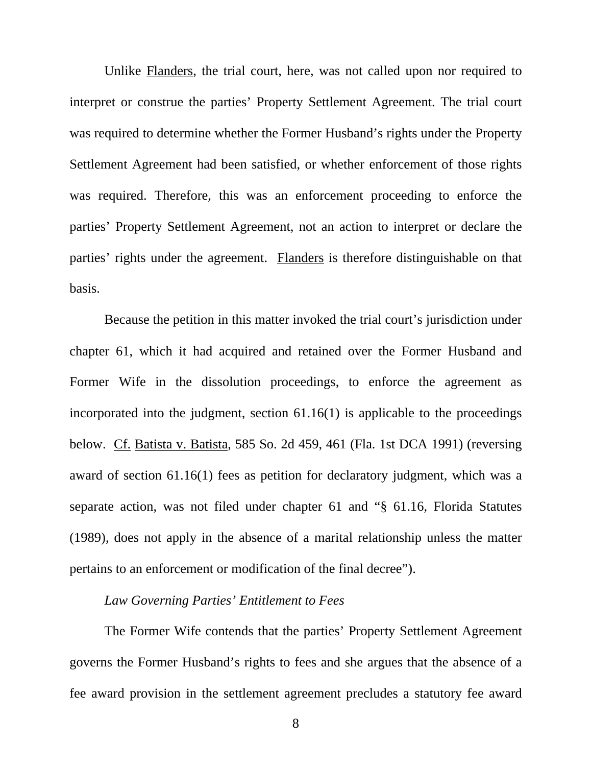Unlike Flanders, the trial court, here, was not called upon nor required to interpret or construe the parties' Property Settlement Agreement. The trial court was required to determine whether the Former Husband's rights under the Property Settlement Agreement had been satisfied, or whether enforcement of those rights was required. Therefore, this was an enforcement proceeding to enforce the parties' Property Settlement Agreement, not an action to interpret or declare the parties' rights under the agreement. Flanders is therefore distinguishable on that basis.

Because the petition in this matter invoked the trial court's jurisdiction under chapter 61, which it had acquired and retained over the Former Husband and Former Wife in the dissolution proceedings, to enforce the agreement as incorporated into the judgment, section 61.16(1) is applicable to the proceedings below. Cf. Batista v. Batista, 585 So. 2d 459, 461 (Fla. 1st DCA 1991) (reversing award of section 61.16(1) fees as petition for declaratory judgment, which was a separate action, was not filed under chapter 61 and "§ 61.16, Florida Statutes (1989), does not apply in the absence of a marital relationship unless the matter pertains to an enforcement or modification of the final decree").

*Law Governing Parties' Entitlement to Fees*

The Former Wife contends that the parties' Property Settlement Agreement governs the Former Husband's rights to fees and she argues that the absence of a fee award provision in the settlement agreement precludes a statutory fee award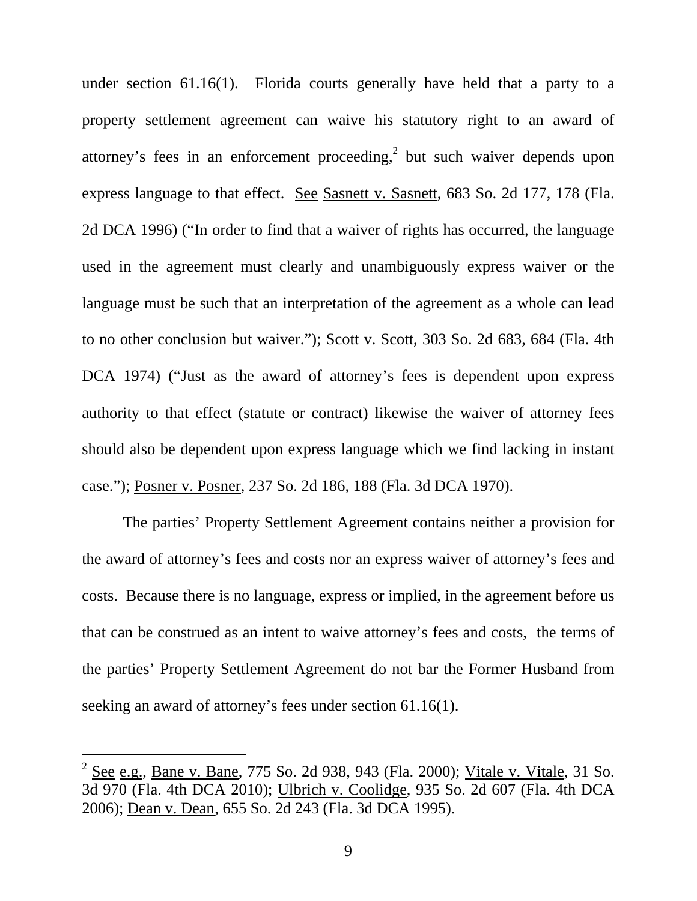under section 61.16(1). Florida courts generally have held that a party to a property settlement agreement can waive his statutory right to an award of attorney's fees in an enforcement proceeding,[2] but such waiver depends upon express language to that effect. See Sasnett v. Sasnett, 683 So. 2d 177, 178 (Fla. 2d DCA 1996) ("In order to find that a waiver of rights has occurred, the language used in the agreement must clearly and unambiguously express waiver or the language must be such that an interpretation of the agreement as a whole can lead to no other conclusion but waiver."); Scott v. Scott, 303 So. 2d 683, 684 (Fla. 4th DCA 1974) ("Just as the award of attorney's fees is dependent upon express authority to that effect (statute or contract) likewise the waiver of attorney fees should also be dependent upon express language which we find lacking in instant case."); Posner v. Posner, 237 So. 2d 186, 188 (Fla. 3d DCA 1970).

The parties' Property Settlement Agreement contains neither a provision for the award of attorney's fees and costs nor an express waiver of attorney's fees and costs. Because there is no language, express or implied, in the agreement before us that can be construed as an intent to waive attorney's fees and costs, the terms of the parties' Property Settlement Agreement do not bar the Former Husband from seeking an award of attorney's fees under section 61.16(1).

---

[2] See e.g., Bane v. Bane, 775 So. 2d 938, 943 (Fla. 2000); Vitale v. Vitale, 31 So. 3d 970 (Fla. 4th DCA 2010); Ulbrich v. Coolidge, 935 So. 2d 607 (Fla. 4th DCA 2006); Dean v. Dean, 655 So. 2d 243 (Fla. 3d DCA 1995).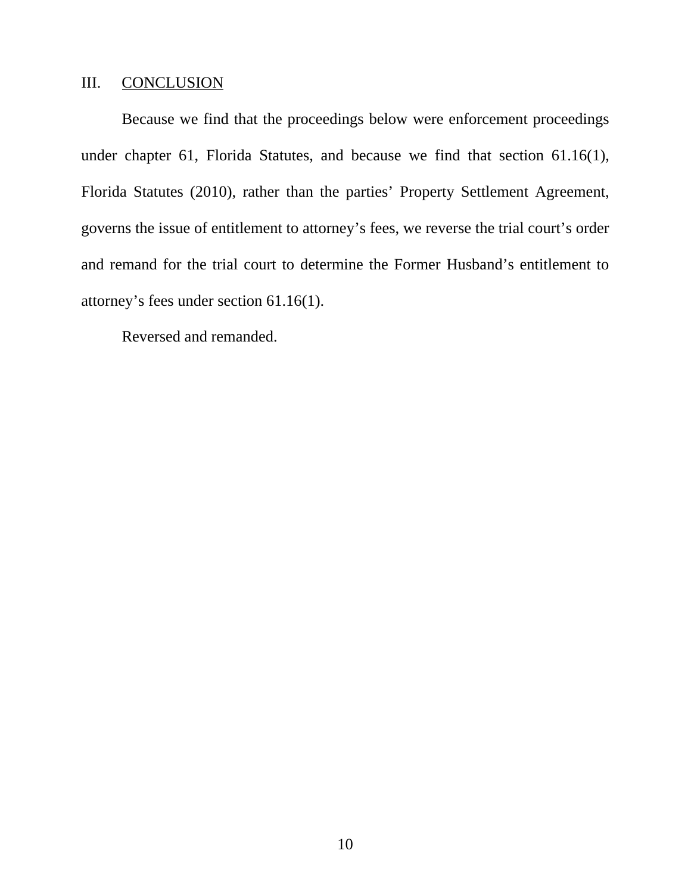## III. CONCLUSION

Because we find that the proceedings below were enforcement proceedings under chapter 61, Florida Statutes, and because we find that section 61.16(1), Florida Statutes (2010), rather than the parties' Property Settlement Agreement, governs the issue of entitlement to attorney's fees, we reverse the trial court's order and remand for the trial court to determine the Former Husband's entitlement to attorney's fees under section 61.16(1).

Reversed and remanded.